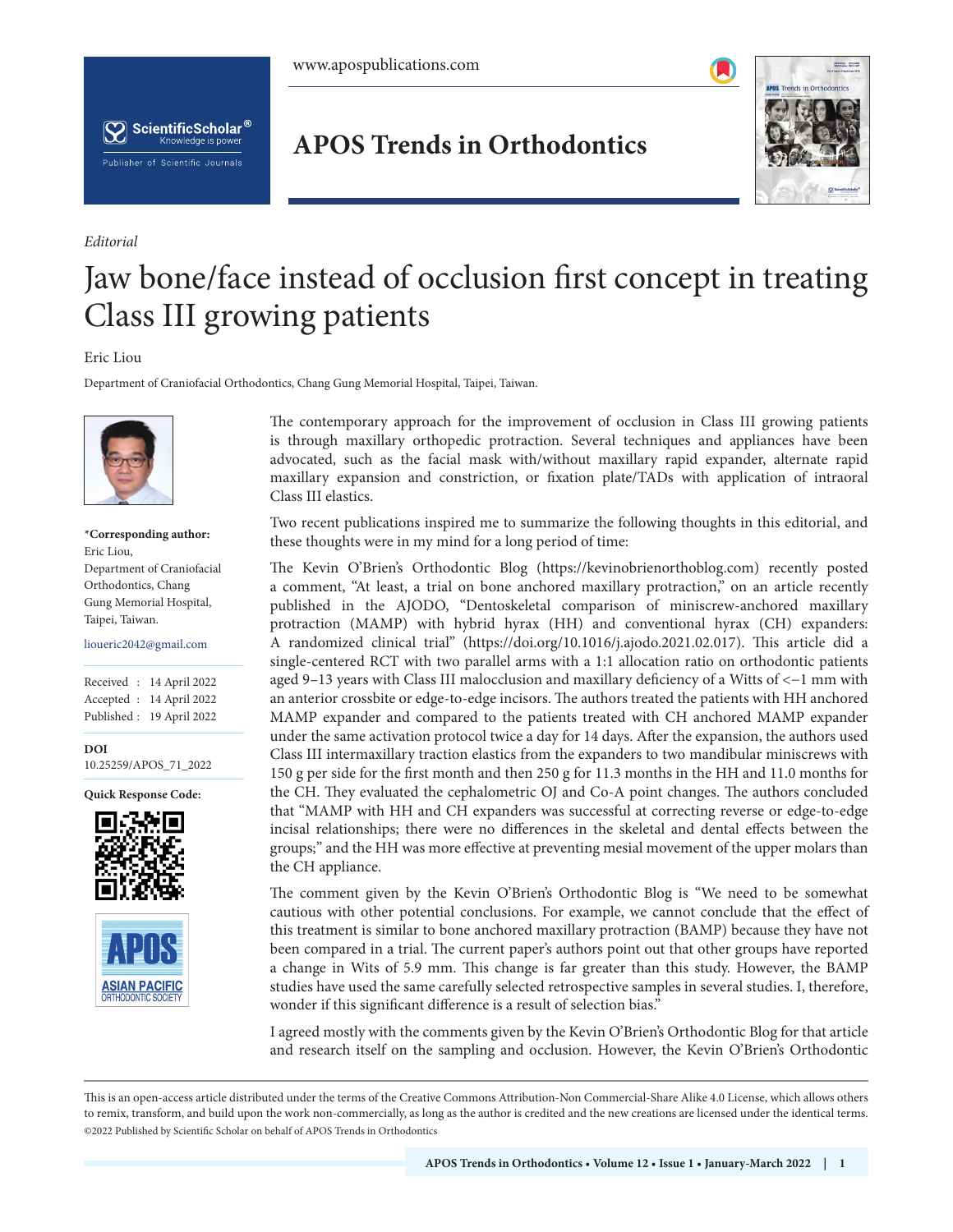*Editorial*

# Jaw bone/face instead of occlusion first concept in treating Class III growing patients

Eric Liou

Department of Craniofacial Orthodontics, Chang Gung Memorial Hospital, Taipei, Taiwan.

**\*Corresponding author:**
Eric Liou,
Department of Craniofacial Orthodontics, Chang Gung Memorial Hospital, Taipei, Taiwan.

lioueric2042@gmail.com

Received : 14 April 2022
Accepted : 14 April 2022
Published : 19 April 2022

**DOI**
10.25259/APOS_71_2022

**Quick Response Code:**

The contemporary approach for the improvement of occlusion in Class III growing patients is through maxillary orthopedic protraction. Several techniques and appliances have been advocated, such as the facial mask with/without maxillary rapid expander, alternate rapid maxillary expansion and constriction, or fixation plate/TADs with application of intraoral Class III elastics.

Two recent publications inspired me to summarize the following thoughts in this editorial, and these thoughts were in my mind for a long period of time:

The Kevin O'Brien's Orthodontic Blog (https://kevinobrienorthoblog.com) recently posted a comment, "At least, a trial on bone anchored maxillary protraction," on an article recently published in the AJODO, "Dentoskeletal comparison of miniscrew-anchored maxillary protraction (MAMP) with hybrid hyrax (HH) and conventional hyrax (CH) expanders: A randomized clinical trial" (https://doi.org/10.1016/j.ajodo.2021.02.017). This article did a single-centered RCT with two parallel arms with a 1:1 allocation ratio on orthodontic patients aged 9–13 years with Class III malocclusion and maxillary deficiency of a Witts of <−1 mm with an anterior crossbite or edge-to-edge incisors. The authors treated the patients with HH anchored MAMP expander and compared to the patients treated with CH anchored MAMP expander under the same activation protocol twice a day for 14 days. After the expansion, the authors used Class III intermaxillary traction elastics from the expanders to two mandibular miniscrews with 150 g per side for the first month and then 250 g for 11.3 months in the HH and 11.0 months for the CH. They evaluated the cephalometric OJ and Co-A point changes. The authors concluded that "MAMP with HH and CH expanders was successful at correcting reverse or edge-to-edge incisal relationships; there were no differences in the skeletal and dental effects between the groups;" and the HH was more effective at preventing mesial movement of the upper molars than the CH appliance.

The comment given by the Kevin O'Brien's Orthodontic Blog is "We need to be somewhat cautious with other potential conclusions. For example, we cannot conclude that the effect of this treatment is similar to bone anchored maxillary protraction (BAMP) because they have not been compared in a trial. The current paper's authors point out that other groups have reported a change in Wits of 5.9 mm. This change is far greater than this study. However, the BAMP studies have used the same carefully selected retrospective samples in several studies. I, therefore, wonder if this significant difference is a result of selection bias."

I agreed mostly with the comments given by the Kevin O'Brien's Orthodontic Blog for that article and research itself on the sampling and occlusion. However, the Kevin O'Brien's Orthodontic

This is an open-access article distributed under the terms of the Creative Commons Attribution-Non Commercial-Share Alike 4.0 License, which allows others to remix, transform, and build upon the work non-commercially, as long as the author is credited and the new creations are licensed under the identical terms.
©2022 Published by Scientific Scholar on behalf of APOS Trends in Orthodontics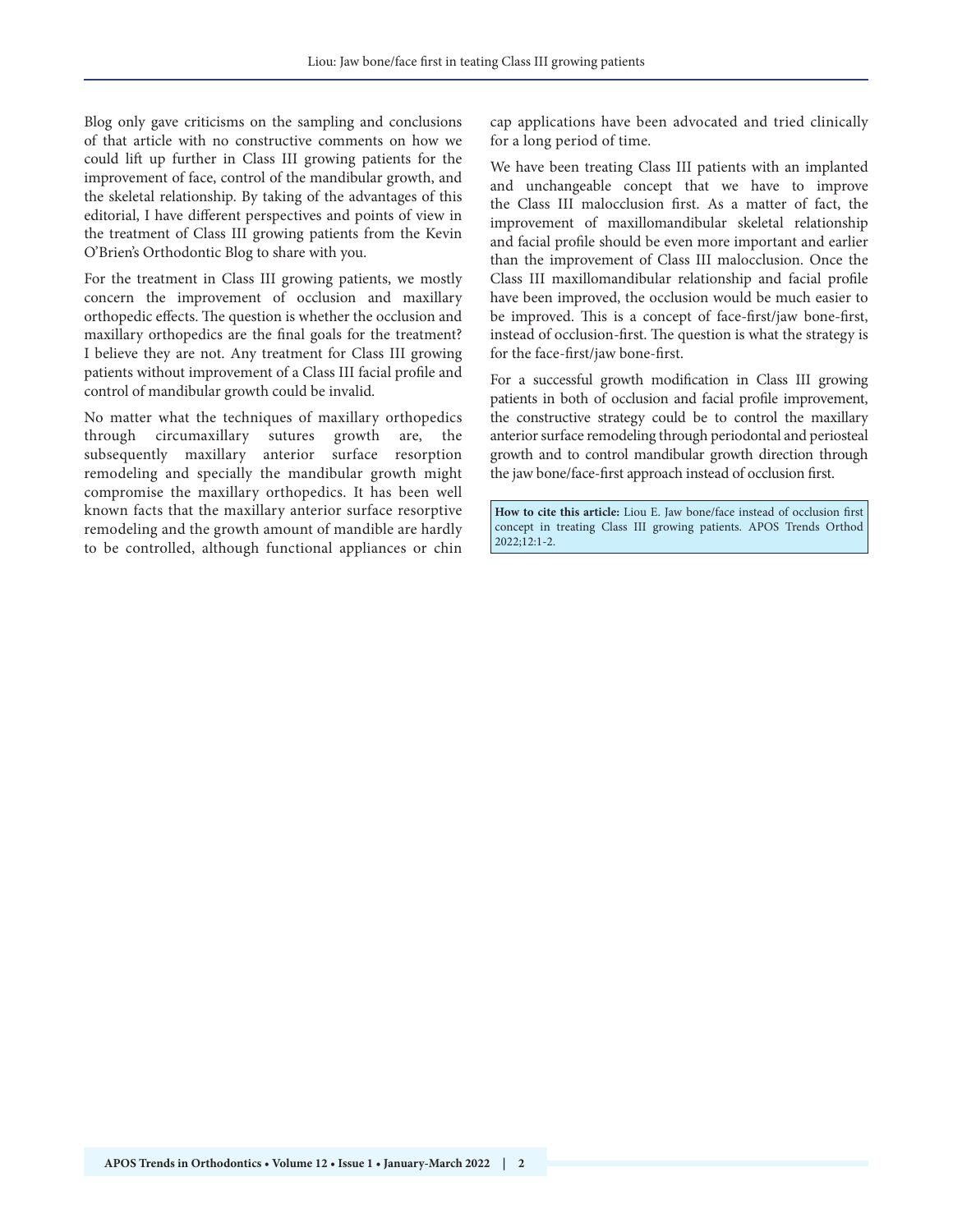Blog only gave criticisms on the sampling and conclusions of that article with no constructive comments on how we could lift up further in Class III growing patients for the improvement of face, control of the mandibular growth, and the skeletal relationship. By taking of the advantages of this editorial, I have different perspectives and points of view in the treatment of Class III growing patients from the Kevin O'Brien's Orthodontic Blog to share with you.

For the treatment in Class III growing patients, we mostly concern the improvement of occlusion and maxillary orthopedic effects. The question is whether the occlusion and maxillary orthopedics are the final goals for the treatment? I believe they are not. Any treatment for Class III growing patients without improvement of a Class III facial profile and control of mandibular growth could be invalid.

No matter what the techniques of maxillary orthopedics through circumaxillary sutures growth are, the subsequently maxillary anterior surface resorption remodeling and specially the mandibular growth might compromise the maxillary orthopedics. It has been well known facts that the maxillary anterior surface resorptive remodeling and the growth amount of mandible are hardly to be controlled, although functional appliances or chin cap applications have been advocated and tried clinically for a long period of time.

We have been treating Class III patients with an implanted and unchangeable concept that we have to improve the Class III malocclusion first. As a matter of fact, the improvement of maxillomandibular skeletal relationship and facial profile should be even more important and earlier than the improvement of Class III malocclusion. Once the Class III maxillomandibular relationship and facial profile have been improved, the occlusion would be much easier to be improved. This is a concept of face-first/jaw bone-first, instead of occlusion-first. The question is what the strategy is for the face-first/jaw bone-first.

For a successful growth modification in Class III growing patients in both of occlusion and facial profile improvement, the constructive strategy could be to control the maxillary anterior surface remodeling through periodontal and periosteal growth and to control mandibular growth direction through the jaw bone/face-first approach instead of occlusion first.

**How to cite this article:** Liou E. Jaw bone/face instead of occlusion first concept in treating Class III growing patients. APOS Trends Orthod 2022;12:1-2.